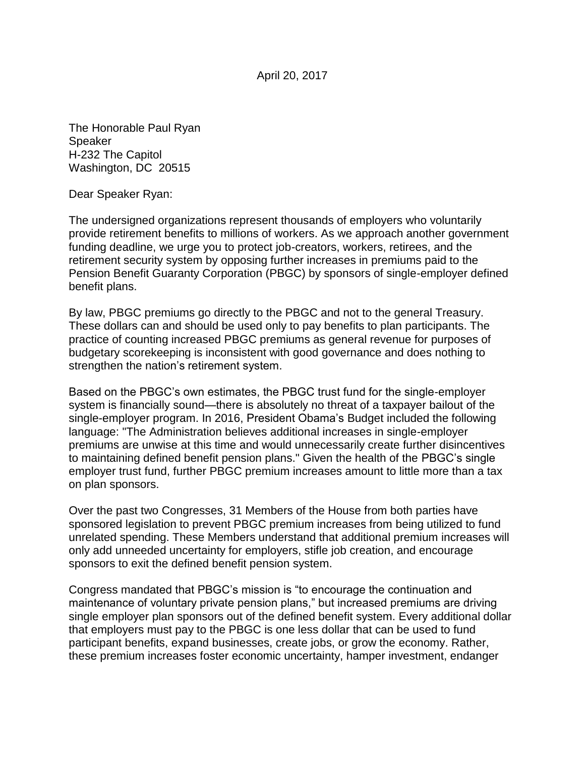April 20, 2017

The Honorable Paul Ryan
Speaker
H-232 The Capitol
Washington, DC 20515

Dear Speaker Ryan:

The undersigned organizations represent thousands of employers who voluntarily provide retirement benefits to millions of workers. As we approach another government funding deadline, we urge you to protect job-creators, workers, retirees, and the retirement security system by opposing further increases in premiums paid to the Pension Benefit Guaranty Corporation (PBGC) by sponsors of single-employer defined benefit plans.

By law, PBGC premiums go directly to the PBGC and not to the general Treasury. These dollars can and should be used only to pay benefits to plan participants. The practice of counting increased PBGC premiums as general revenue for purposes of budgetary scorekeeping is inconsistent with good governance and does nothing to strengthen the nation's retirement system.

Based on the PBGC's own estimates, the PBGC trust fund for the single-employer system is financially sound—there is absolutely no threat of a taxpayer bailout of the single-employer program. In 2016, President Obama's Budget included the following language: "The Administration believes additional increases in single-employer premiums are unwise at this time and would unnecessarily create further disincentives to maintaining defined benefit pension plans." Given the health of the PBGC's single employer trust fund, further PBGC premium increases amount to little more than a tax on plan sponsors.

Over the past two Congresses, 31 Members of the House from both parties have sponsored legislation to prevent PBGC premium increases from being utilized to fund unrelated spending. These Members understand that additional premium increases will only add unneeded uncertainty for employers, stifle job creation, and encourage sponsors to exit the defined benefit pension system.

Congress mandated that PBGC's mission is "to encourage the continuation and maintenance of voluntary private pension plans," but increased premiums are driving single employer plan sponsors out of the defined benefit system. Every additional dollar that employers must pay to the PBGC is one less dollar that can be used to fund participant benefits, expand businesses, create jobs, or grow the economy. Rather, these premium increases foster economic uncertainty, hamper investment, endanger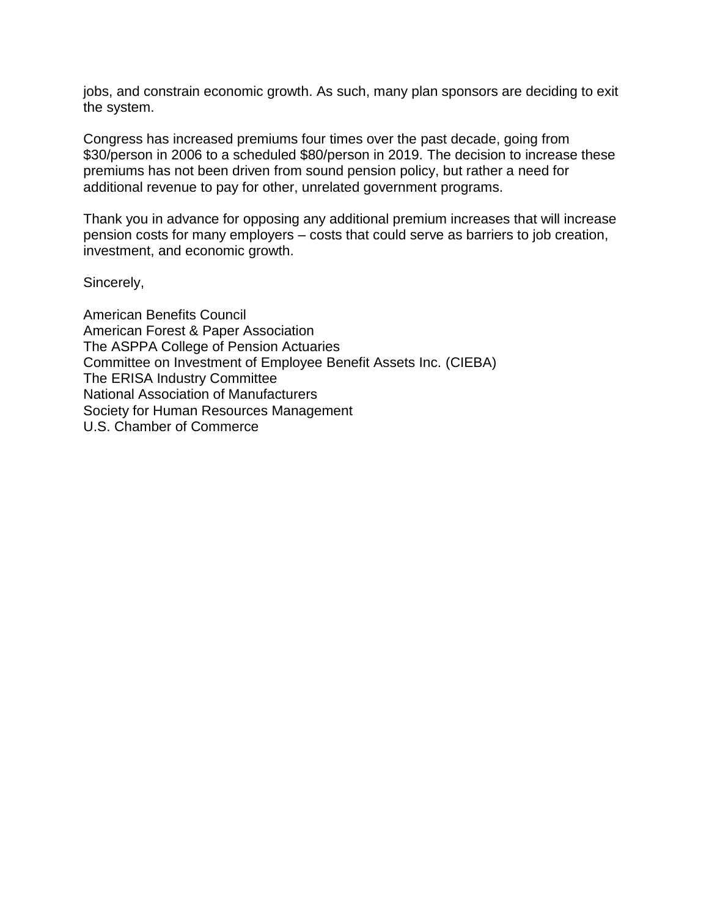jobs, and constrain economic growth. As such, many plan sponsors are deciding to exit the system.

Congress has increased premiums four times over the past decade, going from $30/person in 2006 to a scheduled $80/person in 2019. The decision to increase these premiums has not been driven from sound pension policy, but rather a need for additional revenue to pay for other, unrelated government programs.

Thank you in advance for opposing any additional premium increases that will increase pension costs for many employers – costs that could serve as barriers to job creation, investment, and economic growth.

Sincerely,

American Benefits Council  
American Forest & Paper Association  
The ASPPA College of Pension Actuaries  
Committee on Investment of Employee Benefit Assets Inc. (CIEBA)  
The ERISA Industry Committee  
National Association of Manufacturers  
Society for Human Resources Management  
U.S. Chamber of Commerce